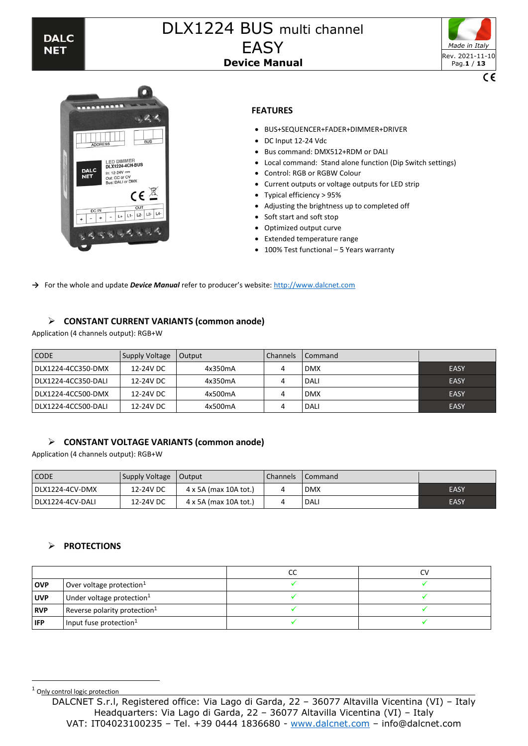# DLX1224 BUS multi channel EASY

**Device Manual**

## FEATURES

- BUS+SEQUENCER+FADER+DIMMER+DRIVER
- DC Input 12-24 Vdc
- Bus command: DMX512+RDM or DALI
- Local command: Stand alone function (Dip Switch settings)
- Control: RGB or RGBW Colour
- Current outputs or voltage outputs for LED strip
- Typical efficiency > 95%
- Adjusting the brightness up to completed off
- Soft start and soft stop
- Optimized output curve
- Extended temperature range
- 100% Test functional – 5 Years warranty

→ For the whole and update ***Device Manual*** refer to producer's website: http://www.dalcnet.com

## CONSTANT CURRENT VARIANTS (common anode)

Application (4 channels output): RGB+W

| CODE | Supply Voltage | Output | Channels | Command | |
|---|---|---|---|---|---|
| DLX1224-4CC350-DMX | 12-24V DC | 4x350mA | 4 | DMX | EASY |
| DLX1224-4CC350-DALI | 12-24V DC | 4x350mA | 4 | DALI | EASY |
| DLX1224-4CC500-DMX | 12-24V DC | 4x500mA | 4 | DMX | EASY |
| DLX1224-4CC500-DALI | 12-24V DC | 4x500mA | 4 | DALI | EASY |

## CONSTANT VOLTAGE VARIANTS (common anode)

Application (4 channels output): RGB+W

| CODE | Supply Voltage | Output | Channels | Command | |
|---|---|---|---|---|---|
| DLX1224-4CV-DMX | 12-24V DC | 4 x 5A (max 10A tot.) | 4 | DMX | EASY |
| DLX1224-4CV-DALI | 12-24V DC | 4 x 5A (max 10A tot.) | 4 | DALI | EASY |

## PROTECTIONS

| | | CC | CV |
|---|---|---|---|
| **OVP** | Over voltage protection[1] | ✓ | ✓ |
| **UVP** | Under voltage protection[1] | ✓ | ✓ |
| **RVP** | Reverse polarity protection[1] | ✓ | ✓ |
| **IFP** | Input fuse protection[1] | ✓ | ✓ |

[1] Only control logic protection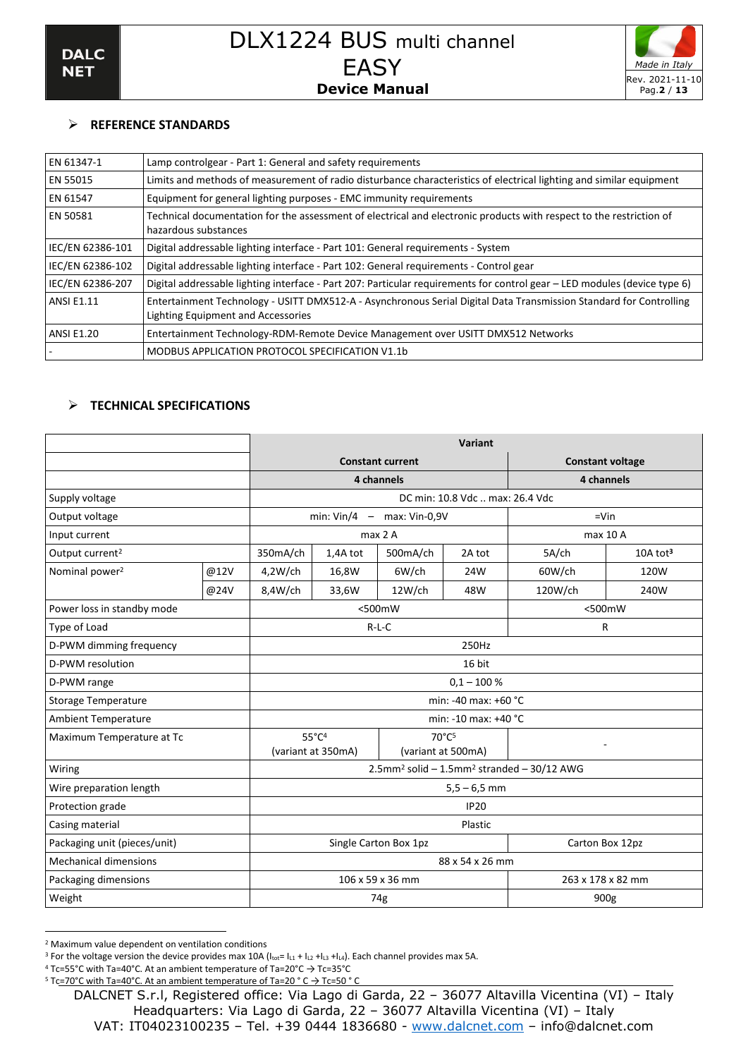## REFERENCE STANDARDS

| | |
|---|---|
| EN 61347-1 | Lamp controlgear - Part 1: General and safety requirements |
| EN 55015 | Limits and methods of measurement of radio disturbance characteristics of electrical lighting and similar equipment |
| EN 61547 | Equipment for general lighting purposes - EMC immunity requirements |
| EN 50581 | Technical documentation for the assessment of electrical and electronic products with respect to the restriction of hazardous substances |
| IEC/EN 62386-101 | Digital addressable lighting interface - Part 101: General requirements - System |
| IEC/EN 62386-102 | Digital addressable lighting interface - Part 102: General requirements - Control gear |
| IEC/EN 62386-207 | Digital addressable lighting interface - Part 207: Particular requirements for control gear – LED modules (device type 6) |
| ANSI E1.11 | Entertainment Technology - USITT DMX512-A - Asynchronous Serial Digital Data Transmission Standard for Controlling Lighting Equipment and Accessories |
| ANSI E1.20 | Entertainment Technology-RDM-Remote Device Management over USITT DMX512 Networks |
| - | MODBUS APPLICATION PROTOCOL SPECIFICATION V1.1b |

## TECHNICAL SPECIFICATIONS

| | | Variant | | | | | |
|---|---|---|---|---|---|---|---|
| | | Constant current | | | | Constant voltage | |
| | | 4 channels | | | | 4 channels | |
| Supply voltage | | DC min: 10.8 Vdc .. max: 26.4 Vdc | | | | | |
| Output voltage | | min: Vin/4 – max: Vin-0,9V | | | | =Vin | |
| Input current | | max 2 A | | | | max 10 A | |
| Output current[2] | | 350mA/ch | 1,4A tot | 500mA/ch | 2A tot | 5A/ch | 10A tot[3] |
| Nominal power[2] | @12V | 4,2W/ch | 16,8W | 6W/ch | 24W | 60W/ch | 120W |
| | @24V | 8,4W/ch | 33,6W | 12W/ch | 48W | 120W/ch | 240W |
| Power loss in standby mode | | <500mW | | | | <500mW | |
| Type of Load | | R-L-C | | | | R | |
| D-PWM dimming frequency | | 250Hz | | | | | |
| D-PWM resolution | | 16 bit | | | | | |
| D-PWM range | | 0,1 – 100 % | | | | | |
| Storage Temperature | | min: -40 max: +60 °C | | | | | |
| Ambient Temperature | | min: -10 max: +40 °C | | | | | |
| Maximum Temperature at Tc | | 55°C[4] (variant at 350mA) | | 70°C[5] (variant at 500mA) | | - | |
| Wiring | | 2.5mm² solid – 1.5mm² stranded – 30/12 AWG | | | | | |
| Wire preparation length | | 5,5 – 6,5 mm | | | | | |
| Protection grade | | IP20 | | | | | |
| Casing material | | Plastic | | | | | |
| Packaging unit (pieces/unit) | | Single Carton Box 1pz | | | | Carton Box 12pz | |
| Mechanical dimensions | | 88 x 54 x 26 mm | | | | | |
| Packaging dimensions | | 106 x 59 x 36 mm | | | | 263 x 178 x 82 mm | |
| Weight | | 74g | | | | 900g | |

[2] Maximum value dependent on ventilation conditions
[3] For the voltage version the device provides max 10A ($I_{tot}= I_{L1} + I_{L2} + I_{L3} + I_{L4}$). Each channel provides max 5A.
[4] Tc=55°C with Ta=40°C. At an ambient temperature of Ta=20°C → Tc=35°C
[5] Tc=70°C with Ta=40°C. At an ambient temperature of Ta=20 ° C → Tc=50 ° C

DALCNET S.r.l, Registered office: Via Lago di Garda, 22 – 36077 Altavilla Vicentina (VI) – Italy
Headquarters: Via Lago di Garda, 22 – 36077 Altavilla Vicentina (VI) – Italy
VAT: IT04023100235 – Tel. +39 0444 1836680 - www.dalcnet.com – info@dalcnet.com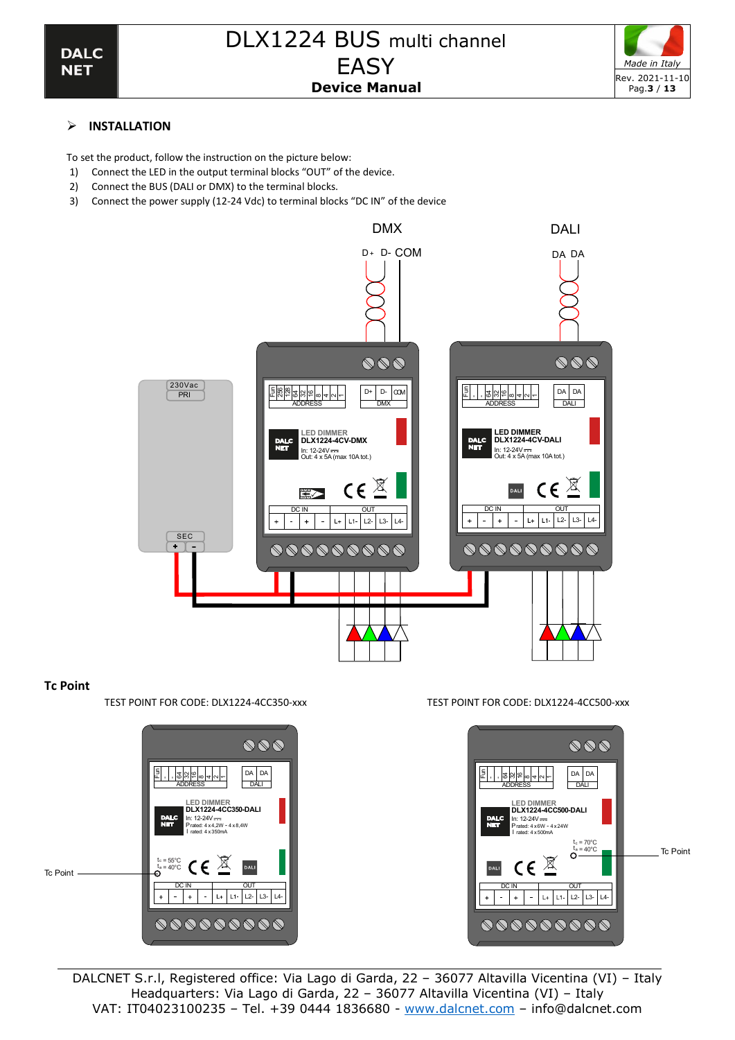## ➢ INSTALLATION

To set the product, follow the instruction on the picture below:

1) Connect the LED in the output terminal blocks "OUT" of the device.
2) Connect the BUS (DALI or DMX) to the terminal blocks.
3) Connect the power supply (12-24 Vdc) to terminal blocks "DC IN" of the device

## Tc Point

TEST POINT FOR CODE: DLX1224-4CC350-xxx

TEST POINT FOR CODE: DLX1224-4CC500-xxx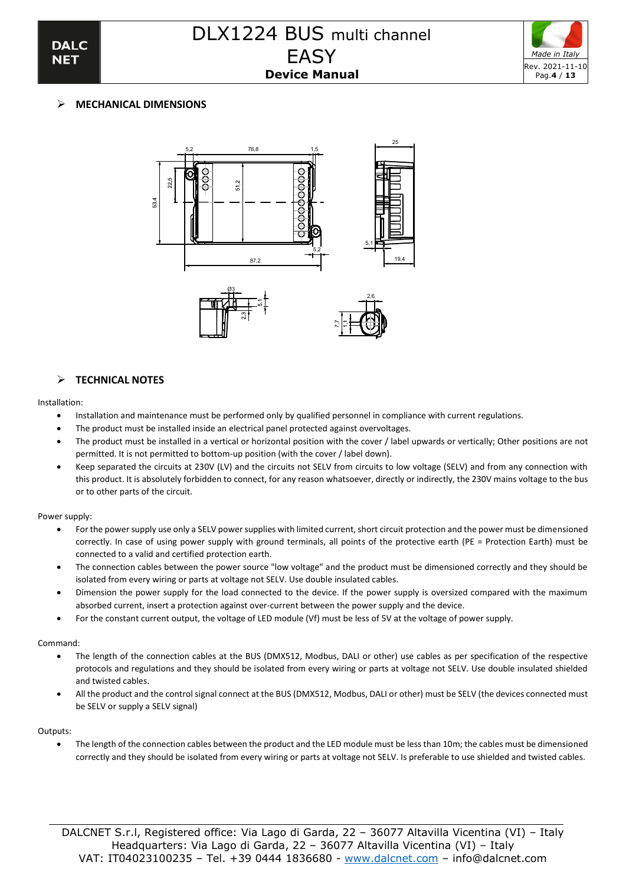## ➢ MECHANICAL DIMENSIONS

## ➢ TECHNICAL NOTES

Installation:

- Installation and maintenance must be performed only by qualified personnel in compliance with current regulations.
- The product must be installed inside an electrical panel protected against overvoltages.
- The product must be installed in a vertical or horizontal position with the cover / label upwards or vertically; Other positions are not permitted. It is not permitted to bottom-up position (with the cover / label down).
- Keep separated the circuits at 230V (LV) and the circuits not SELV from circuits to low voltage (SELV) and from any connection with this product. It is absolutely forbidden to connect, for any reason whatsoever, directly or indirectly, the 230V mains voltage to the bus or to other parts of the circuit.

Power supply:

- For the power supply use only a SELV power supplies with limited current, short circuit protection and the power must be dimensioned correctly. In case of using power supply with ground terminals, all points of the protective earth (PE = Protection Earth) must be connected to a valid and certified protection earth.
- The connection cables between the power source "low voltage" and the product must be dimensioned correctly and they should be isolated from every wiring or parts at voltage not SELV. Use double insulated cables.
- Dimension the power supply for the load connected to the device. If the power supply is oversized compared with the maximum absorbed current, insert a protection against over-current between the power supply and the device.
- For the constant current output, the voltage of LED module (Vf) must be less of 5V at the voltage of power supply.

Command:

- The length of the connection cables at the BUS (DMX512, Modbus, DALI or other) use cables as per specification of the respective protocols and regulations and they should be isolated from every wiring or parts at voltage not SELV. Use double insulated shielded and twisted cables.
- All the product and the control signal connect at the BUS (DMX512, Modbus, DALI or other) must be SELV (the devices connected must be SELV or supply a SELV signal)

Outputs:

- The length of the connection cables between the product and the LED module must be less than 10m; the cables must be dimensioned correctly and they should be isolated from every wiring or parts at voltage not SELV. Is preferable to use shielded and twisted cables.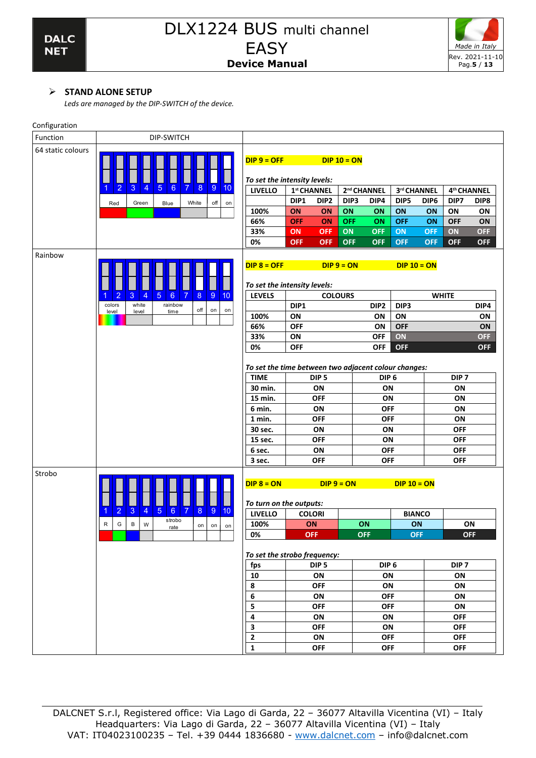## STAND ALONE SETUP

*Leds are managed by the DIP-SWITCH of the device.*

Configuration

| Function | DIP-SWITCH | |
|---|---|---|
| 64 static colours | 1 2 3 4 5 6 7 8 9 10 — Red (1-2), Green (3-4), Blue (5-6), White (7-8), off (9), on (10) | **DIP 9 = OFF** **DIP 10 = ON** |
| Rainbow | 1 2 3 4 5 6 7 8 9 10 — colors level (1-2), white level (3-4), rainbow time (5-7), off (8), on (9), on (10) | **DIP 8 = OFF** **DIP 9 = ON** **DIP 10 = ON** |
| Strobo | 1 2 3 4 5 6 7 8 9 10 — R (1), G (2), B (3), W (4), strobo rate (5-7), on (8), on (9), on (10) | **DIP 8 = ON** **DIP 9 = ON** **DIP 10 = ON** |

### 64 static colours

***To set the intensity levels:***

| LIVELLO | 1st CHANNEL | | 2nd CHANNEL | | 3rd CHANNEL | | 4th CHANNEL | |
|---|---|---|---|---|---|---|---|---|
| | DIP1 | DIP2 | DIP3 | DIP4 | DIP5 | DIP6 | DIP7 | DIP8 |
| 100% | ON | ON | ON | ON | ON | ON | ON | ON |
| 66% | OFF | ON | OFF | ON | OFF | ON | OFF | ON |
| 33% | ON | OFF | ON | OFF | ON | OFF | ON | OFF |
| 0% | OFF | OFF | OFF | OFF | OFF | OFF | OFF | OFF |

### Rainbow

***To set the intensity levels:***

| LEVELS | COLOURS | | WHITE | |
|---|---|---|---|---|
| | DIP1 | DIP2 | DIP3 | DIP4 |
| 100% | ON | ON | ON | ON |
| 66% | OFF | ON | OFF | ON |
| 33% | ON | OFF | ON | OFF |
| 0% | OFF | OFF | OFF | OFF |

***To set the time between two adjacent colour changes:***

| TIME | DIP 5 | DIP 6 | DIP 7 |
|---|---|---|---|
| 30 min. | ON | ON | ON |
| 15 min. | OFF | ON | ON |
| 6 min. | ON | OFF | ON |
| 1 min. | OFF | OFF | ON |
| 30 sec. | ON | ON | OFF |
| 15 sec. | OFF | ON | OFF |
| 6 sec. | ON | OFF | OFF |
| 3 sec. | OFF | OFF | OFF |

### Strobo

***To turn on the outputs:***

| LIVELLO | COLORI | | BIANCO | |
|---|---|---|---|---|
| 100% | ON | ON | ON | ON |
| 0% | OFF | OFF | OFF | OFF |

***To set the strobo frequency:***

| fps | DIP 5 | DIP 6 | DIP 7 |
|---|---|---|---|
| 10 | ON | ON | ON |
| 8 | OFF | ON | ON |
| 6 | ON | OFF | ON |
| 5 | OFF | OFF | ON |
| 4 | ON | ON | OFF |
| 3 | OFF | ON | OFF |
| 2 | ON | OFF | OFF |
| 1 | OFF | OFF | OFF |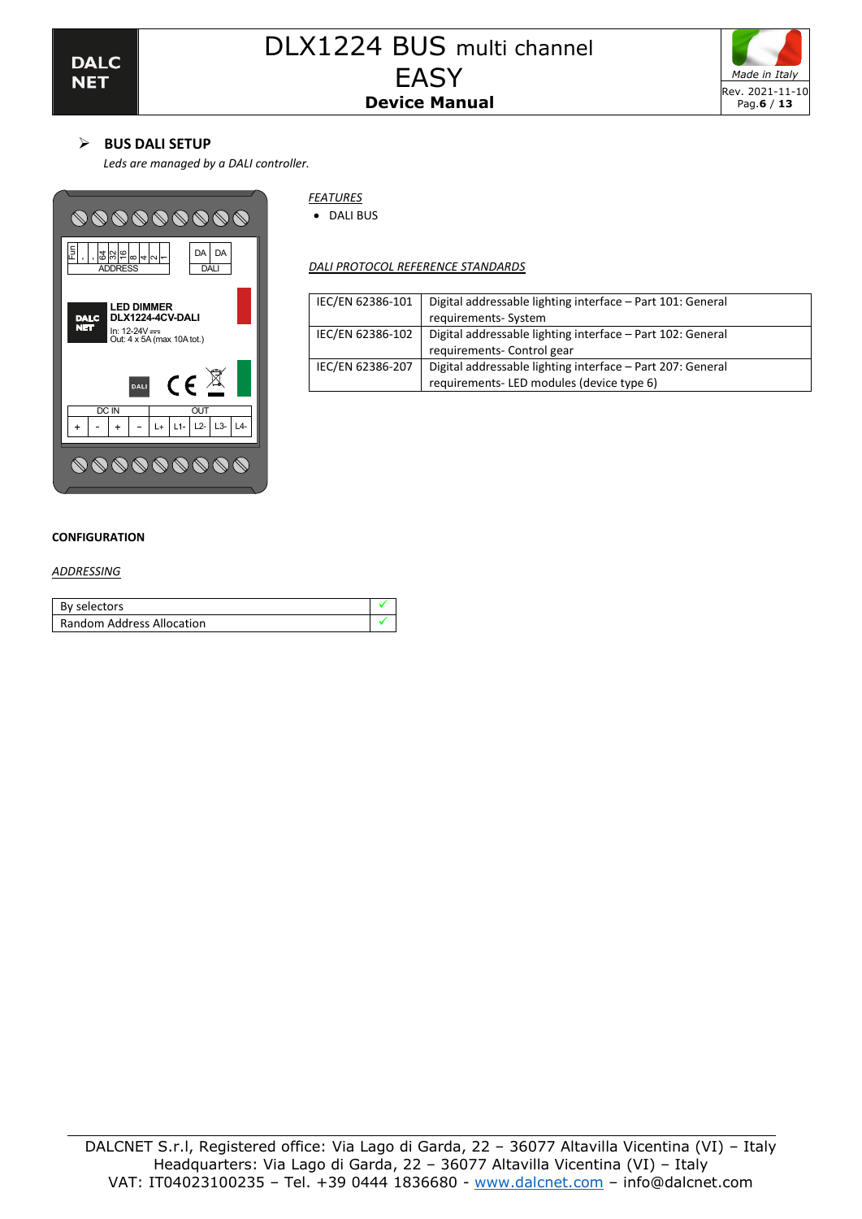## BUS DALI SETUP

*Leds are managed by a DALI controller.*

FEATURES

- DALI BUS

DALI PROTOCOL REFERENCE STANDARDS

| | |
|---|---|
| IEC/EN 62386-101 | Digital addressable lighting interface – Part 101: General requirements- System |
| IEC/EN 62386-102 | Digital addressable lighting interface – Part 102: General requirements- Control gear |
| IEC/EN 62386-207 | Digital addressable lighting interface – Part 207: General requirements- LED modules (device type 6) |

**CONFIGURATION**

*ADDRESSING*

| | |
|---|---|
| By selectors | ✓ |
| Random Address Allocation | ✓ |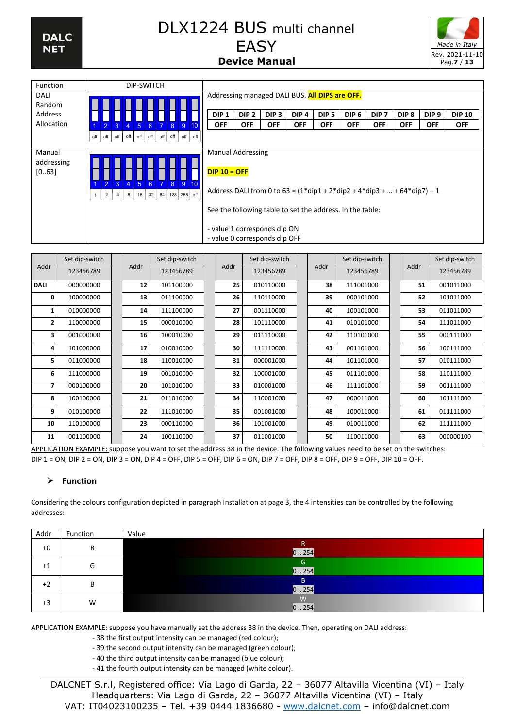| Function | DIP-SWITCH | |
|---|---|---|
| DALI Random Address Allocation | 1 2 3 4 5 6 7 8 9 10 / off off off off off off off off off off | Addressing managed DALI BUS. **All DIPS are OFF.** |
| Manual addressing [0..63] | 1 2 3 4 5 6 7 8 9 10 / 1 2 4 8 16 32 64 128 256 off | Manual Addressing<br><br>**DIP 10 = OFF**<br><br>Address DALI from 0 to 63 = (1*dip1 + 2*dip2 + 4*dip3 + … + 64*dip7) – 1<br><br>See the following table to set the address. In the table:<br><br>- value 1 corresponds dip ON<br>- value 0 corresponds dip OFF |

| DIP 1 | DIP 2 | DIP 3 | DIP 4 | DIP 5 | DIP 6 | DIP 7 | DIP 8 | DIP 9 | DIP 10 |
|---|---|---|---|---|---|---|---|---|---|
| OFF | OFF | OFF | OFF | OFF | OFF | OFF | OFF | OFF | OFF |

| Addr | Set dip-switch 123456789 | Addr | Set dip-switch 123456789 | Addr | Set dip-switch 123456789 | Addr | Set dip-switch 123456789 | Addr | Set dip-switch 123456789 |
|---|---|---|---|---|---|---|---|---|---|
| **DALI** | 000000000 | **12** | 101100000 | **25** | 010110000 | **38** | 111001000 | **51** | 001011000 |
| **0** | 100000000 | **13** | 011100000 | **26** | 110110000 | **39** | 000101000 | **52** | 101011000 |
| **1** | 010000000 | **14** | 111100000 | **27** | 001110000 | **40** | 100101000 | **53** | 011011000 |
| **2** | 110000000 | **15** | 000010000 | **28** | 101110000 | **41** | 010101000 | **54** | 111011000 |
| **3** | 001000000 | **16** | 100010000 | **29** | 011110000 | **42** | 110101000 | **55** | 000111000 |
| **4** | 101000000 | **17** | 010010000 | **30** | 111110000 | **43** | 001101000 | **56** | 100111000 |
| **5** | 011000000 | **18** | 110010000 | **31** | 000001000 | **44** | 101101000 | **57** | 010111000 |
| **6** | 111000000 | **19** | 001010000 | **32** | 100001000 | **45** | 011101000 | **58** | 110111000 |
| **7** | 000100000 | **20** | 101010000 | **33** | 010001000 | **46** | 111101000 | **59** | 001111000 |
| **8** | 100100000 | **21** | 011010000 | **34** | 110001000 | **47** | 000011000 | **60** | 101111000 |
| **9** | 010100000 | **22** | 111010000 | **35** | 001001000 | **48** | 100011000 | **61** | 011111000 |
| **10** | 110100000 | **23** | 000110000 | **36** | 101001000 | **49** | 010011000 | **62** | 111111000 |
| **11** | 001100000 | **24** | 100110000 | **37** | 011001000 | **50** | 110011000 | **63** | 000000100 |

APPLICATION EXAMPLE: suppose you want to set the address 38 in the device. The following values need to be set on the switches: DIP 1 = ON, DIP 2 = ON, DIP 3 = ON, DIP 4 = OFF, DIP 5 = OFF, DIP 6 = ON, DIP 7 = OFF, DIP 8 = OFF, DIP 9 = OFF, DIP 10 = OFF.

## Function

Considering the colours configuration depicted in paragraph Installation at page 3, the 4 intensities can be controlled by the following addresses:

| Addr | Function | Value |
|---|---|---|
| +0 | R | R 0 .. 254 |
| +1 | G | G 0 .. 254 |
| +2 | B | B 0 .. 254 |
| +3 | W | W 0 .. 254 |

APPLICATION EXAMPLE: suppose you have manually set the address 38 in the device. Then, operating on DALI address:

- 38 the first output intensity can be managed (red colour);
- 39 the second output intensity can be managed (green colour);
- 40 the third output intensity can be managed (blue colour);
- 41 the fourth output intensity can be managed (white colour).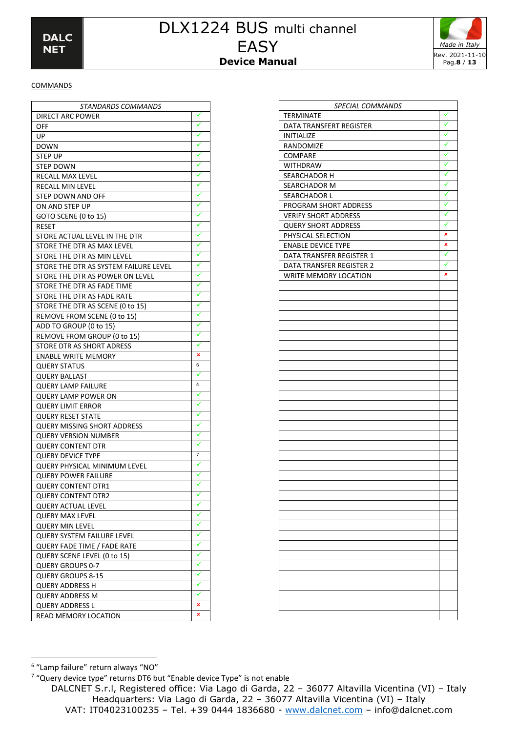COMMANDS

| STANDARDS COMMANDS | |
|---|---|
| DIRECT ARC POWER | ✓ |
| OFF | ✓ |
| UP | ✓ |
| DOWN | ✓ |
| STEP UP | ✓ |
| STEP DOWN | ✓ |
| RECALL MAX LEVEL | ✓ |
| RECALL MIN LEVEL | ✓ |
| STEP DOWN AND OFF | ✓ |
| ON AND STEP UP | ✓ |
| GOTO SCENE (0 to 15) | ✓ |
| RESET | ✓ |
| STORE ACTUAL LEVEL IN THE DTR | ✓ |
| STORE THE DTR AS MAX LEVEL | ✓ |
| STORE THE DTR AS MIN LEVEL | ✓ |
| STORE THE DTR AS SYSTEM FAILURE LEVEL | ✓ |
| STORE THE DTR AS POWER ON LEVEL | ✓ |
| STORE THE DTR AS FADE TIME | ✓ |
| STORE THE DTR AS FADE RATE | ✓ |
| STORE THE DTR AS SCENE (0 to 15) | ✓ |
| REMOVE FROM SCENE (0 to 15) | ✓ |
| ADD TO GROUP (0 to 15) | ✓ |
| REMOVE FROM GROUP (0 to 15) | ✓ |
| STORE DTR AS SHORT ADRESS | ✓ |
| ENABLE WRITE MEMORY | ✗ |
| QUERY STATUS | [6] |
| QUERY BALLAST | ✓ |
| QUERY LAMP FAILURE | [4] |
| QUERY LAMP POWER ON | ✓ |
| QUERY LIMIT ERROR | ✓ |
| QUERY RESET STATE | ✓ |
| QUERY MISSING SHORT ADDRESS | ✓ |
| QUERY VERSION NUMBER | ✓ |
| QUERY CONTENT DTR | ✓ |
| QUERY DEVICE TYPE | [7] |
| QUERY PHYSICAL MINIMUM LEVEL | ✓ |
| QUERY POWER FAILURE | ✓ |
| QUERY CONTENT DTR1 | ✓ |
| QUERY CONTENT DTR2 | ✓ |
| QUERY ACTUAL LEVEL | ✓ |
| QUERY MAX LEVEL | ✓ |
| QUERY MIN LEVEL | ✓ |
| QUERY SYSTEM FAILURE LEVEL | ✓ |
| QUERY FADE TIME / FADE RATE | ✓ |
| QUERY SCENE LEVEL (0 to 15) | ✓ |
| QUERY GROUPS 0-7 | ✓ |
| QUERY GROUPS 8-15 | ✓ |
| QUERY ADDRESS H | ✓ |
| QUERY ADDRESS M | ✓ |
| QUERY ADDRESS L | ✗ |
| READ MEMORY LOCATION | ✗ |

| SPECIAL COMMANDS | |
|---|---|
| TERMINATE | ✓ |
| DATA TRANSFERT REGISTER | ✓ |
| INITIALIZE | ✓ |
| RANDOMIZE | ✓ |
| COMPARE | ✓ |
| WITHDRAW | ✓ |
| SEARCHADOR H | ✓ |
| SEARCHADOR M | ✓ |
| SEARCHADOR L | ✓ |
| PROGRAM SHORT ADDRESS | ✓ |
| VERIFY SHORT ADDRESS | ✓ |
| QUERY SHORT ADDRESS | ✓ |
| PHYSICAL SELECTION | ✗ |
| ENABLE DEVICE TYPE | ✗ |
| DATA TRANSFER REGISTER 1 | ✓ |
| DATA TRANSFER REGISTER 2 | ✓ |
| WRITE MEMORY LOCATION | ✗ |

[6] "Lamp failure" return always "NO"

[7] "Query device type" returns DT6 but "Enable device Type" is not enable

DALCNET S.r.l, Registered office: Via Lago di Garda, 22 – 36077 Altavilla Vicentina (VI) – Italy
Headquarters: Via Lago di Garda, 22 – 36077 Altavilla Vicentina (VI) – Italy
VAT: IT04023100235 – Tel. +39 0444 1836680 - www.dalcnet.com – info@dalcnet.com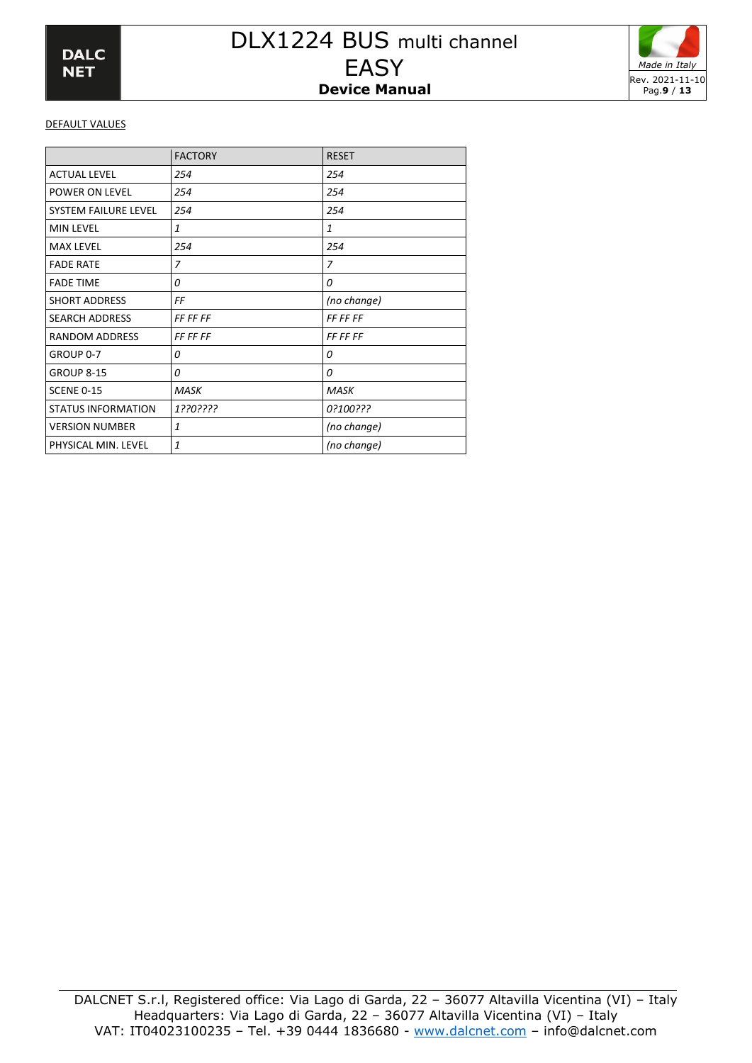DEFAULT VALUES

| | FACTORY | RESET |
|---|---|---|
| ACTUAL LEVEL | *254* | *254* |
| POWER ON LEVEL | *254* | *254* |
| SYSTEM FAILURE LEVEL | *254* | *254* |
| MIN LEVEL | *1* | *1* |
| MAX LEVEL | *254* | *254* |
| FADE RATE | *7* | *7* |
| FADE TIME | *0* | *0* |
| SHORT ADDRESS | *FF* | *(no change)* |
| SEARCH ADDRESS | *FF FF FF* | *FF FF FF* |
| RANDOM ADDRESS | *FF FF FF* | *FF FF FF* |
| GROUP 0-7 | *0* | *0* |
| GROUP 8-15 | *0* | *0* |
| SCENE 0-15 | *MASK* | *MASK* |
| STATUS INFORMATION | *1??0????* | *0?100???* |
| VERSION NUMBER | *1* | *(no change)* |
| PHYSICAL MIN. LEVEL | *1* | *(no change)* |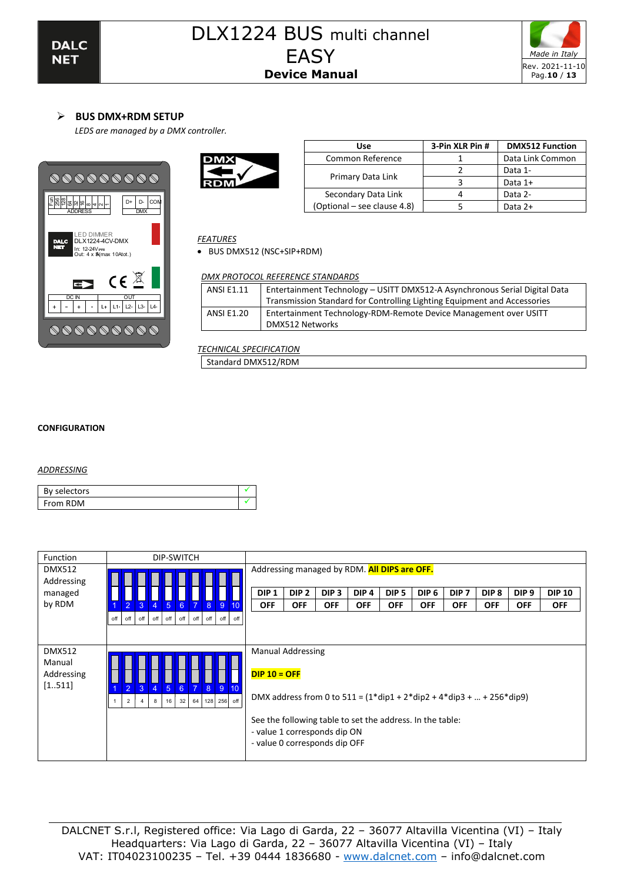## BUS DMX+RDM SETUP

*LEDS are managed by a DMX controller.*

| Use | 3-Pin XLR Pin # | DMX512 Function |
|---|---|---|
| Common Reference | 1 | Data Link Common |
| Primary Data Link | 2 | Data 1- |
| | 3 | Data 1+ |
| Secondary Data Link (Optional – see clause 4.8) | 4 | Data 2- |
| | 5 | Data 2+ |

*FEATURES*

- BUS DMX512 (NSC+SIP+RDM)

*DMX PROTOCOL REFERENCE STANDARDS*

| | |
|---|---|
| ANSI E1.11 | Entertainment Technology – USITT DMX512-A Asynchronous Serial Digital Data Transmission Standard for Controlling Lighting Equipment and Accessories |
| ANSI E1.20 | Entertainment Technology-RDM-Remote Device Management over USITT DMX512 Networks |

*TECHNICAL SPECIFICATION*

| |
|---|
| Standard DMX512/RDM |

**CONFIGURATION**

*ADDRESSING*

| | |
|---|---|
| By selectors | ✓ |
| From RDM | ✓ |

| Function | DIP-SWITCH | |
|---|---|---|
| DMX512 Addressing managed by RDM | 1 2 3 4 5 6 7 8 9 10 / off off off off off off off off off off | Addressing managed by RDM. **All DIPS are OFF.** <br> DIP 1: OFF, DIP 2: OFF, DIP 3: OFF, DIP 4: OFF, DIP 5: OFF, DIP 6: OFF, DIP 7: OFF, DIP 8: OFF, DIP 9: OFF, DIP 10: OFF |
| DMX512 Manual Addressing [1..511] | 1 2 3 4 5 6 7 8 9 10 / 1 2 4 8 16 32 64 128 256 off | Manual Addressing <br> **DIP 10 = OFF** <br> DMX address from 0 to 511 = (1*dip1 + 2*dip2 + 4*dip3 + … + 256*dip9) <br> See the following table to set the address. In the table: <br> - value 1 corresponds dip ON <br> - value 0 corresponds dip OFF |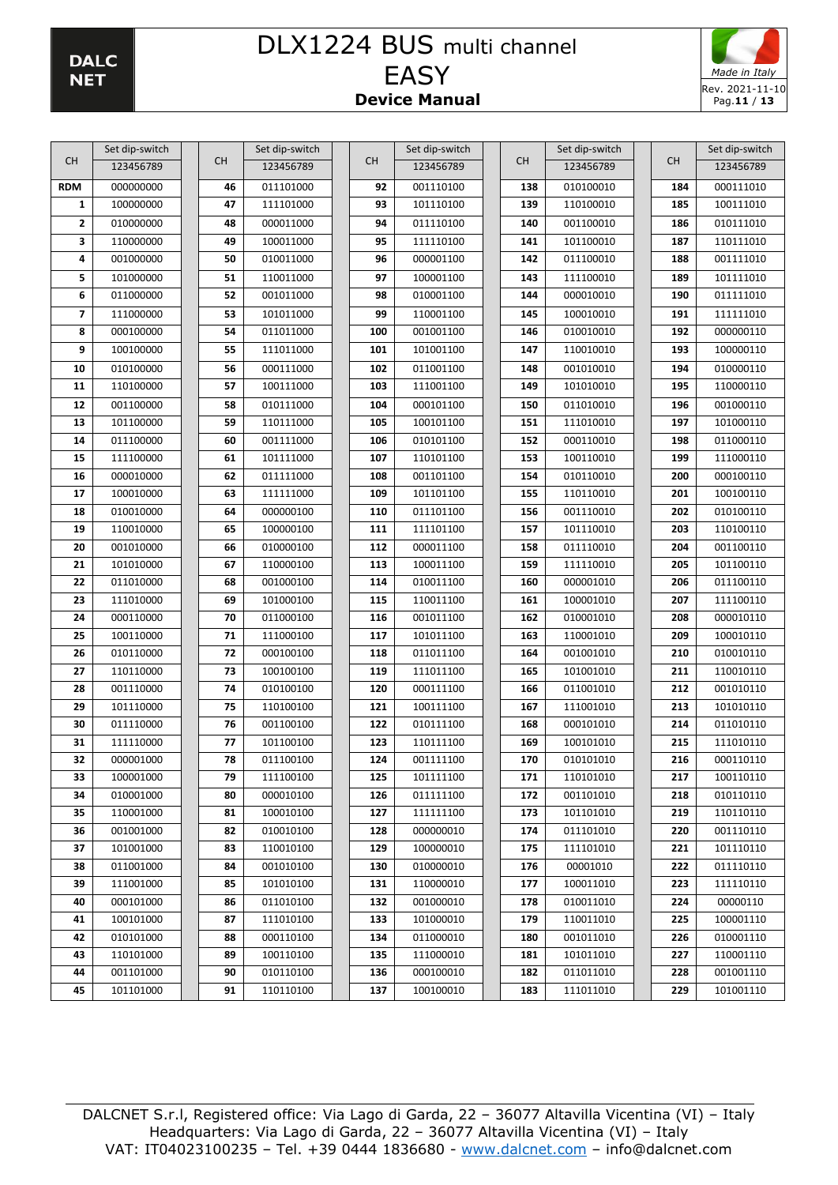| CH | Set dip-switch |  | CH | Set dip-switch |  | CH | Set dip-switch |  | CH | Set dip-switch |  | CH | Set dip-switch |
|---|---|---|---|---|---|---|---|---|---|---|---|---|---|
|  | 123456789 |  |  | 123456789 |  |  | 123456789 |  |  | 123456789 |  |  | 123456789 |
| **RDM** | 000000000 |  | **46** | 011101000 |  | **92** | 001110100 |  | **138** | 010100010 |  | **184** | 000111010 |
| **1** | 100000000 |  | **47** | 111101000 |  | **93** | 101110100 |  | **139** | 110100010 |  | **185** | 100111010 |
| **2** | 010000000 |  | **48** | 000011000 |  | **94** | 011110100 |  | **140** | 001100010 |  | **186** | 010111010 |
| **3** | 110000000 |  | **49** | 100011000 |  | **95** | 111110100 |  | **141** | 101100010 |  | **187** | 110111010 |
| **4** | 001000000 |  | **50** | 010011000 |  | **96** | 000001100 |  | **142** | 011100010 |  | **188** | 001111010 |
| **5** | 101000000 |  | **51** | 110011000 |  | **97** | 100001100 |  | **143** | 111100010 |  | **189** | 101111010 |
| **6** | 011000000 |  | **52** | 001011000 |  | **98** | 010001100 |  | **144** | 000010010 |  | **190** | 011111010 |
| **7** | 111000000 |  | **53** | 101011000 |  | **99** | 110001100 |  | **145** | 100010010 |  | **191** | 111111010 |
| **8** | 000100000 |  | **54** | 011011000 |  | **100** | 001001100 |  | **146** | 010010010 |  | **192** | 000000110 |
| **9** | 100100000 |  | **55** | 111011000 |  | **101** | 101001100 |  | **147** | 110010010 |  | **193** | 100000110 |
| **10** | 010100000 |  | **56** | 000111000 |  | **102** | 011001100 |  | **148** | 001010010 |  | **194** | 010000110 |
| **11** | 110100000 |  | **57** | 100111000 |  | **103** | 111001100 |  | **149** | 101010010 |  | **195** | 110000110 |
| **12** | 001100000 |  | **58** | 010111000 |  | **104** | 000101100 |  | **150** | 011010010 |  | **196** | 001000110 |
| **13** | 101100000 |  | **59** | 110111000 |  | **105** | 100101100 |  | **151** | 111010010 |  | **197** | 101000110 |
| **14** | 011100000 |  | **60** | 001111000 |  | **106** | 010101100 |  | **152** | 000110010 |  | **198** | 011000110 |
| **15** | 111100000 |  | **61** | 101111000 |  | **107** | 110101100 |  | **153** | 100110010 |  | **199** | 111000110 |
| **16** | 000010000 |  | **62** | 011111000 |  | **108** | 001101100 |  | **154** | 010110010 |  | **200** | 000100110 |
| **17** | 100010000 |  | **63** | 111111000 |  | **109** | 101101100 |  | **155** | 110110010 |  | **201** | 100100110 |
| **18** | 010010000 |  | **64** | 000000100 |  | **110** | 011101100 |  | **156** | 001110010 |  | **202** | 010100110 |
| **19** | 110010000 |  | **65** | 100000100 |  | **111** | 111101100 |  | **157** | 101110010 |  | **203** | 110100110 |
| **20** | 001010000 |  | **66** | 010000100 |  | **112** | 000011100 |  | **158** | 011110010 |  | **204** | 001100110 |
| **21** | 101010000 |  | **67** | 110000100 |  | **113** | 100011100 |  | **159** | 111110010 |  | **205** | 101100110 |
| **22** | 011010000 |  | **68** | 001000100 |  | **114** | 010011100 |  | **160** | 000001010 |  | **206** | 011100110 |
| **23** | 111010000 |  | **69** | 101000100 |  | **115** | 110011100 |  | **161** | 100001010 |  | **207** | 111100110 |
| **24** | 000110000 |  | **70** | 011000100 |  | **116** | 001011100 |  | **162** | 010001010 |  | **208** | 000010110 |
| **25** | 100110000 |  | **71** | 111000100 |  | **117** | 101011100 |  | **163** | 110001010 |  | **209** | 100010110 |
| **26** | 010110000 |  | **72** | 000100100 |  | **118** | 011011100 |  | **164** | 001001010 |  | **210** | 010010110 |
| **27** | 110110000 |  | **73** | 100100100 |  | **119** | 111011100 |  | **165** | 101001010 |  | **211** | 110010110 |
| **28** | 001110000 |  | **74** | 010100100 |  | **120** | 000111100 |  | **166** | 011001010 |  | **212** | 001010110 |
| **29** | 101110000 |  | **75** | 110100100 |  | **121** | 100111100 |  | **167** | 111001010 |  | **213** | 101010110 |
| **30** | 011110000 |  | **76** | 001100100 |  | **122** | 010111100 |  | **168** | 000101010 |  | **214** | 011010110 |
| **31** | 111110000 |  | **77** | 101100100 |  | **123** | 110111100 |  | **169** | 100101010 |  | **215** | 111010110 |
| **32** | 000001000 |  | **78** | 011100100 |  | **124** | 001111100 |  | **170** | 010101010 |  | **216** | 000110110 |
| **33** | 100001000 |  | **79** | 111100100 |  | **125** | 101111100 |  | **171** | 110101010 |  | **217** | 100110110 |
| **34** | 010001000 |  | **80** | 000010100 |  | **126** | 011111100 |  | **172** | 001101010 |  | **218** | 010110110 |
| **35** | 110001000 |  | **81** | 100010100 |  | **127** | 111111100 |  | **173** | 101101010 |  | **219** | 110110110 |
| **36** | 001001000 |  | **82** | 010010100 |  | **128** | 000000010 |  | **174** | 011101010 |  | **220** | 001110110 |
| **37** | 101001000 |  | **83** | 110010100 |  | **129** | 100000010 |  | **175** | 111101010 |  | **221** | 101110110 |
| **38** | 011001000 |  | **84** | 001010100 |  | **130** | 010000010 |  | **176** | 00001010 |  | **222** | 011110110 |
| **39** | 111001000 |  | **85** | 101010100 |  | **131** | 110000010 |  | **177** | 100011010 |  | **223** | 111110110 |
| **40** | 000101000 |  | **86** | 011010100 |  | **132** | 001000010 |  | **178** | 010011010 |  | **224** | 00000110 |
| **41** | 100101000 |  | **87** | 111010100 |  | **133** | 101000010 |  | **179** | 110011010 |  | **225** | 100001110 |
| **42** | 010101000 |  | **88** | 000110100 |  | **134** | 011000010 |  | **180** | 001011010 |  | **226** | 010001110 |
| **43** | 110101000 |  | **89** | 100110100 |  | **135** | 111000010 |  | **181** | 101011010 |  | **227** | 110001110 |
| **44** | 001101000 |  | **90** | 010110100 |  | **136** | 000100010 |  | **182** | 011011010 |  | **228** | 001001110 |
| **45** | 101101000 |  | **91** | 110110100 |  | **137** | 100100010 |  | **183** | 111011010 |  | **229** | 101001110 |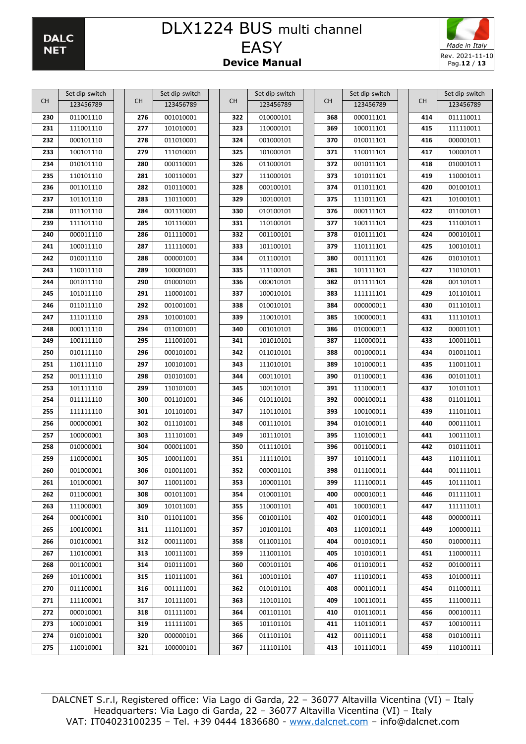| CH | Set dip-switch | CH | Set dip-switch | CH | Set dip-switch | CH | Set dip-switch | CH | Set dip-switch |
|---|---|---|---|---|---|---|---|---|---|
| | 123456789 | | 123456789 | | 123456789 | | 123456789 | | 123456789 |
| **230** | 011001110 | **276** | 001010001 | **322** | 010000101 | **368** | 000011101 | **414** | 011110011 |
| **231** | 111001110 | **277** | 101010001 | **323** | 110000101 | **369** | 100011101 | **415** | 111110011 |
| **232** | 000101110 | **278** | 011010001 | **324** | 001000101 | **370** | 010011101 | **416** | 000001011 |
| **233** | 100101110 | **279** | 111010001 | **325** | 101000101 | **371** | 110011101 | **417** | 100001011 |
| **234** | 010101110 | **280** | 000110001 | **326** | 011000101 | **372** | 001011101 | **418** | 010001011 |
| **235** | 110101110 | **281** | 100110001 | **327** | 111000101 | **373** | 101011101 | **419** | 110001011 |
| **236** | 001101110 | **282** | 010110001 | **328** | 000100101 | **374** | 011011101 | **420** | 001001011 |
| **237** | 101101110 | **283** | 110110001 | **329** | 100100101 | **375** | 111011101 | **421** | 101001011 |
| **238** | 011101110 | **284** | 001110001 | **330** | 010100101 | **376** | 000111101 | **422** | 011001011 |
| **239** | 111101110 | **285** | 101110001 | **331** | 110100101 | **377** | 100111101 | **423** | 111001011 |
| **240** | 000011110 | **286** | 011110001 | **332** | 001100101 | **378** | 010111101 | **424** | 000101011 |
| **241** | 100011110 | **287** | 111110001 | **333** | 101100101 | **379** | 110111101 | **425** | 100101011 |
| **242** | 010011110 | **288** | 000001001 | **334** | 011100101 | **380** | 001111101 | **426** | 010101011 |
| **243** | 110011110 | **289** | 100001001 | **335** | 111100101 | **381** | 101111101 | **427** | 110101011 |
| **244** | 001011110 | **290** | 010001001 | **336** | 000010101 | **382** | 011111101 | **428** | 001101011 |
| **245** | 101011110 | **291** | 110001001 | **337** | 100010101 | **383** | 111111101 | **429** | 101101011 |
| **246** | 011011110 | **292** | 001001001 | **338** | 010010101 | **384** | 000000011 | **430** | 011101011 |
| **247** | 111011110 | **293** | 101001001 | **339** | 110010101 | **385** | 100000011 | **431** | 111101011 |
| **248** | 000111110 | **294** | 011001001 | **340** | 001010101 | **386** | 010000011 | **432** | 000011011 |
| **249** | 100111110 | **295** | 111001001 | **341** | 101010101 | **387** | 110000011 | **433** | 100011011 |
| **250** | 010111110 | **296** | 000101001 | **342** | 011010101 | **388** | 001000011 | **434** | 010011011 |
| **251** | 110111110 | **297** | 100101001 | **343** | 111010101 | **389** | 101000011 | **435** | 110011011 |
| **252** | 001111110 | **298** | 010101001 | **344** | 000110101 | **390** | 011000011 | **436** | 001011011 |
| **253** | 101111110 | **299** | 110101001 | **345** | 100110101 | **391** | 111000011 | **437** | 101011011 |
| **254** | 011111110 | **300** | 001101001 | **346** | 010110101 | **392** | 000100011 | **438** | 011011011 |
| **255** | 111111110 | **301** | 101101001 | **347** | 110110101 | **393** | 100100011 | **439** | 111011011 |
| **256** | 000000001 | **302** | 011101001 | **348** | 001110101 | **394** | 010100011 | **440** | 000111011 |
| **257** | 100000001 | **303** | 111101001 | **349** | 101110101 | **395** | 110100011 | **441** | 100111011 |
| **258** | 010000001 | **304** | 000011001 | **350** | 011110101 | **396** | 001100011 | **442** | 010111011 |
| **259** | 110000001 | **305** | 100011001 | **351** | 111110101 | **397** | 101100011 | **443** | 110111011 |
| **260** | 001000001 | **306** | 010011001 | **352** | 000001101 | **398** | 011100011 | **444** | 001111011 |
| **261** | 101000001 | **307** | 110011001 | **353** | 100001101 | **399** | 111100011 | **445** | 101111011 |
| **262** | 011000001 | **308** | 001011001 | **354** | 010001101 | **400** | 000010011 | **446** | 011111011 |
| **263** | 111000001 | **309** | 101011001 | **355** | 110001101 | **401** | 100010011 | **447** | 111111011 |
| **264** | 000100001 | **310** | 011011001 | **356** | 001001101 | **402** | 010010011 | **448** | 000000111 |
| **265** | 100100001 | **311** | 111011001 | **357** | 101001101 | **403** | 110010011 | **449** | 100000111 |
| **266** | 010100001 | **312** | 000111001 | **358** | 011001101 | **404** | 001010011 | **450** | 010000111 |
| **267** | 110100001 | **313** | 100111001 | **359** | 111001101 | **405** | 101010011 | **451** | 110000111 |
| **268** | 001100001 | **314** | 010111001 | **360** | 000101101 | **406** | 011010011 | **452** | 001000111 |
| **269** | 101100001 | **315** | 110111001 | **361** | 100101101 | **407** | 111010011 | **453** | 101000111 |
| **270** | 011100001 | **316** | 001111001 | **362** | 010101101 | **408** | 000110011 | **454** | 011000111 |
| **271** | 111100001 | **317** | 101111001 | **363** | 110101101 | **409** | 100110011 | **455** | 111000111 |
| **272** | 000010001 | **318** | 011111001 | **364** | 001101101 | **410** | 010110011 | **456** | 000100111 |
| **273** | 100010001 | **319** | 111111001 | **365** | 101101101 | **411** | 110110011 | **457** | 100100111 |
| **274** | 010010001 | **320** | 000000101 | **366** | 011101101 | **412** | 001110011 | **458** | 010100111 |
| **275** | 110010001 | **321** | 100000101 | **367** | 111101101 | **413** | 101110011 | **459** | 110100111 |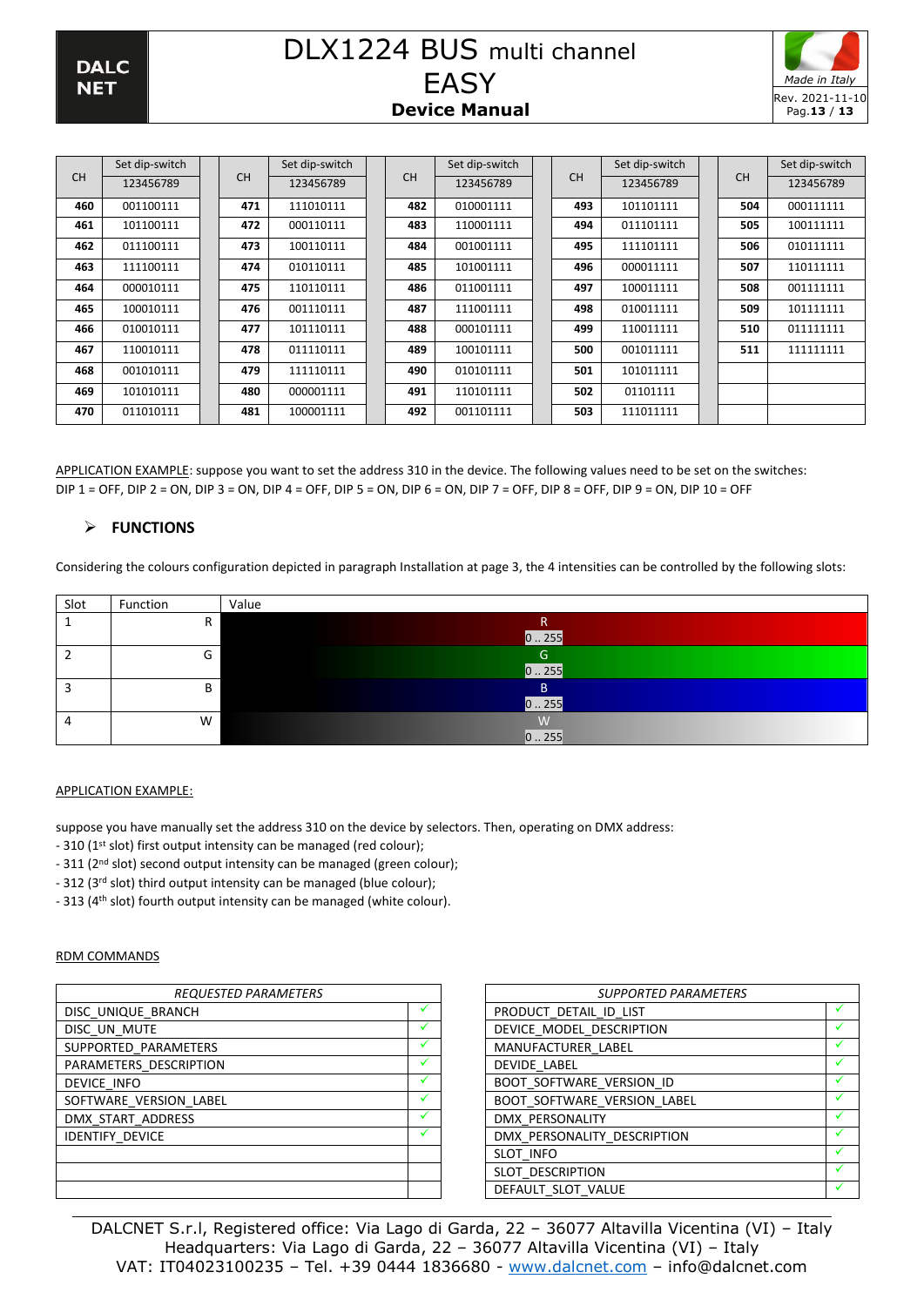| CH | Set dip-switch | | CH | Set dip-switch | | CH | Set dip-switch | | CH | Set dip-switch | | CH | Set dip-switch |
|---|---|---|---|---|---|---|---|---|---|---|---|---|---|
| | 123456789 | | | 123456789 | | | 123456789 | | | 123456789 | | | 123456789 |
| **460** | 001100111 | | **471** | 111010111 | | **482** | 010001111 | | **493** | 101101111 | | **504** | 000111111 |
| **461** | 101100111 | | **472** | 000110111 | | **483** | 110001111 | | **494** | 011101111 | | **505** | 100111111 |
| **462** | 011100111 | | **473** | 100110111 | | **484** | 001001111 | | **495** | 111101111 | | **506** | 010111111 |
| **463** | 111100111 | | **474** | 010110111 | | **485** | 101001111 | | **496** | 000011111 | | **507** | 110111111 |
| **464** | 000010111 | | **475** | 110110111 | | **486** | 011001111 | | **497** | 100011111 | | **508** | 001111111 |
| **465** | 100010111 | | **476** | 001110111 | | **487** | 111001111 | | **498** | 010011111 | | **509** | 101111111 |
| **466** | 010010111 | | **477** | 101110111 | | **488** | 000101111 | | **499** | 110011111 | | **510** | 011111111 |
| **467** | 110010111 | | **478** | 011110111 | | **489** | 100101111 | | **500** | 001011111 | | **511** | 111111111 |
| **468** | 001010111 | | **479** | 111110111 | | **490** | 010101111 | | **501** | 101011111 | | | |
| **469** | 101010111 | | **480** | 000001111 | | **491** | 110101111 | | **502** | 01101111 | | | |
| **470** | 011010111 | | **481** | 100001111 | | **492** | 001101111 | | **503** | 111011111 | | | |

APPLICATION EXAMPLE: suppose you want to set the address 310 in the device. The following values need to be set on the switches: DIP 1 = OFF, DIP 2 = ON, DIP 3 = ON, DIP 4 = OFF, DIP 5 = ON, DIP 6 = ON, DIP 7 = OFF, DIP 8 = OFF, DIP 9 = ON, DIP 10 = OFF

## FUNCTIONS

Considering the colours configuration depicted in paragraph Installation at page 3, the 4 intensities can be controlled by the following slots:

| Slot | Function | Value |
|---|---|---|
| 1 | R | R 0 .. 255 |
| 2 | G | G 0 .. 255 |
| 3 | B | B 0 .. 255 |
| 4 | W | W 0 .. 255 |

APPLICATION EXAMPLE:

suppose you have manually set the address 310 on the device by selectors. Then, operating on DMX address:
- 310 (1st slot) first output intensity can be managed (red colour);
- 311 (2nd slot) second output intensity can be managed (green colour);
- 312 (3rd slot) third output intensity can be managed (blue colour);
- 313 (4th slot) fourth output intensity can be managed (white colour).

RDM COMMANDS

| *REQUESTED PARAMETERS* | |
|---|---|
| DISC_UNIQUE_BRANCH | ✓ |
| DISC_UN_MUTE | ✓ |
| SUPPORTED_PARAMETERS | ✓ |
| PARAMETERS_DESCRIPTION | ✓ |
| DEVICE_INFO | ✓ |
| SOFTWARE_VERSION_LABEL | ✓ |
| DMX_START_ADDRESS | ✓ |
| IDENTIFY_DEVICE | ✓ |
| | |
| | |
| | |

| *SUPPORTED PARAMETERS* | |
|---|---|
| PRODUCT_DETAIL_ID_LIST | ✓ |
| DEVICE_MODEL_DESCRIPTION | ✓ |
| MANUFACTURER_LABEL | ✓ |
| DEVIDE_LABEL | ✓ |
| BOOT_SOFTWARE_VERSION_ID | ✓ |
| BOOT_SOFTWARE_VERSION_LABEL | ✓ |
| DMX_PERSONALITY | ✓ |
| DMX_PERSONALITY_DESCRIPTION | ✓ |
| SLOT_INFO | ✓ |
| SLOT_DESCRIPTION | ✓ |
| DEFAULT_SLOT_VALUE | ✓ |